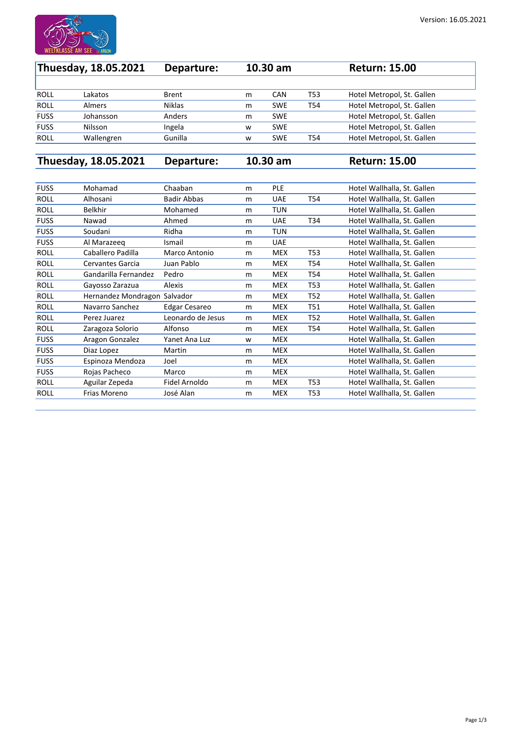Version: 16.05.2021

| Thuesday, 18.05.2021 | | Departure: | 10.30 am | | | Return: 15.00 |
|---|---|---|---|---|---|---|
| ROLL | Lakatos | Brent | m | CAN | T53 | Hotel Metropol, St. Gallen |
| ROLL | Almers | Niklas | m | SWE | T54 | Hotel Metropol, St. Gallen |
| FUSS | Johansson | Anders | m | SWE | | Hotel Metropol, St. Gallen |
| FUSS | Nilsson | Ingela | w | SWE | | Hotel Metropol, St. Gallen |
| ROLL | Wallengren | Gunilla | w | SWE | T54 | Hotel Metropol, St. Gallen |

| Thuesday, 18.05.2021 | | Departure: | 10.30 am | | | Return: 15.00 |
|---|---|---|---|---|---|---|
| FUSS | Mohamad | Chaaban | m | PLE | | Hotel Wallhalla, St. Gallen |
| ROLL | Alhosani | Badir Abbas | m | UAE | T54 | Hotel Wallhalla, St. Gallen |
| ROLL | Belkhir | Mohamed | m | TUN | | Hotel Wallhalla, St. Gallen |
| FUSS | Nawad | Ahmed | m | UAE | T34 | Hotel Wallhalla, St. Gallen |
| FUSS | Soudani | Ridha | m | TUN | | Hotel Wallhalla, St. Gallen |
| FUSS | Al Marazeeq | Ismail | m | UAE | | Hotel Wallhalla, St. Gallen |
| ROLL | Caballero Padilla | Marco Antonio | m | MEX | T53 | Hotel Wallhalla, St. Gallen |
| ROLL | Cervantes Garcia | Juan Pablo | m | MEX | T54 | Hotel Wallhalla, St. Gallen |
| ROLL | Gandarilla Fernandez | Pedro | m | MEX | T54 | Hotel Wallhalla, St. Gallen |
| ROLL | Gayosso Zarazua | Alexis | m | MEX | T53 | Hotel Wallhalla, St. Gallen |
| ROLL | Hernandez Mondragon | Salvador | m | MEX | T52 | Hotel Wallhalla, St. Gallen |
| ROLL | Navarro Sanchez | Edgar Cesareo | m | MEX | T51 | Hotel Wallhalla, St. Gallen |
| ROLL | Perez Juarez | Leonardo de Jesus | m | MEX | T52 | Hotel Wallhalla, St. Gallen |
| ROLL | Zaragoza Solorio | Alfonso | m | MEX | T54 | Hotel Wallhalla, St. Gallen |
| FUSS | Aragon Gonzalez | Yanet Ana Luz | w | MEX | | Hotel Wallhalla, St. Gallen |
| FUSS | Diaz Lopez | Martin | m | MEX | | Hotel Wallhalla, St. Gallen |
| FUSS | Espinoza Mendoza | Joel | m | MEX | | Hotel Wallhalla, St. Gallen |
| FUSS | Rojas Pacheco | Marco | m | MEX | | Hotel Wallhalla, St. Gallen |
| ROLL | Aguilar Zepeda | Fidel Arnoldo | m | MEX | T53 | Hotel Wallhalla, St. Gallen |
| ROLL | Frias Moreno | José Alan | m | MEX | T53 | Hotel Wallhalla, St. Gallen |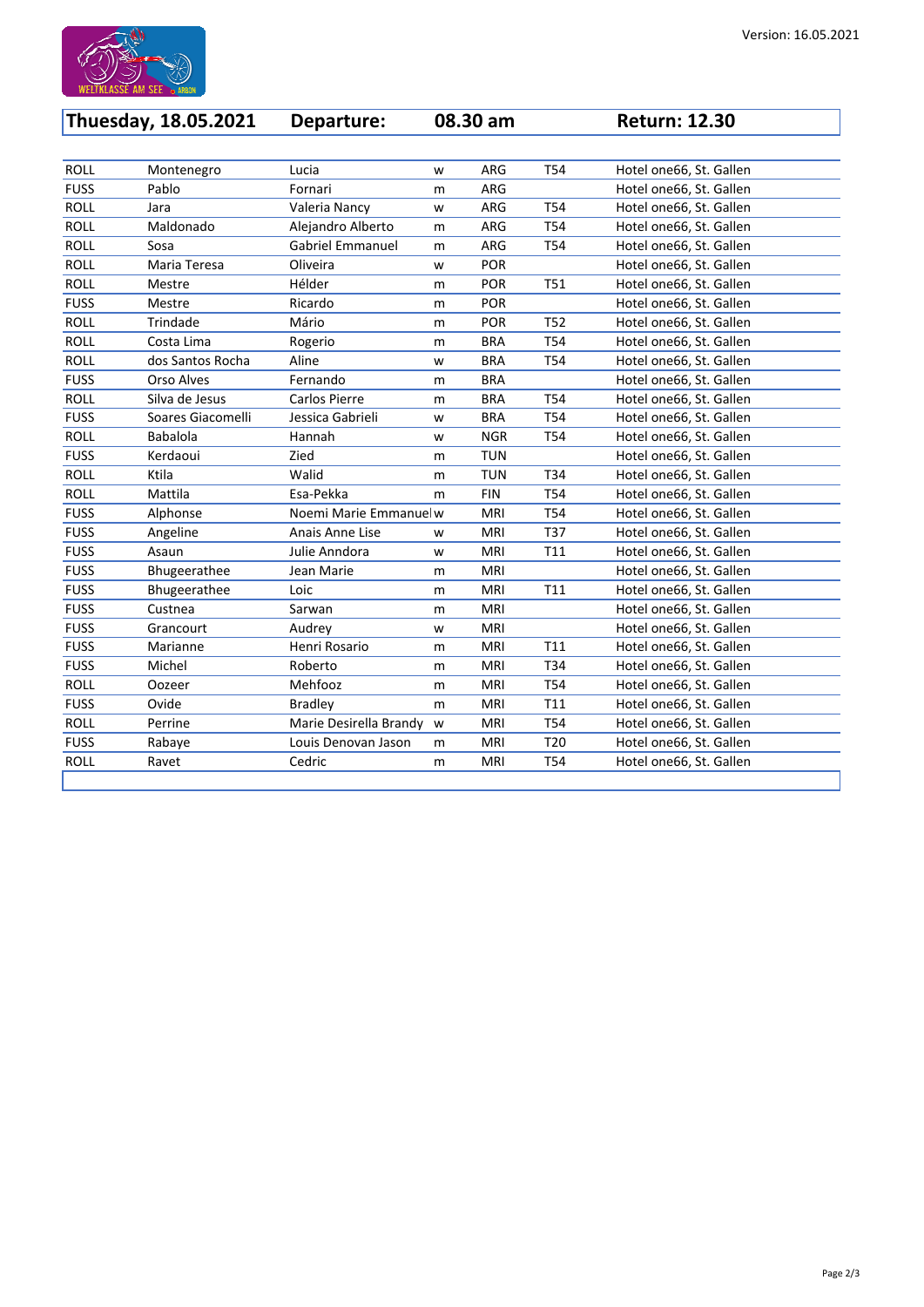Version: 16.05.2021

| Thuesday, 18.05.2021 | | Departure: | | 08.30 am | | Return: 12.30 |
|---|---|---|---|---|---|---|
| ROLL | Montenegro | Lucia | w | ARG | T54 | Hotel one66, St. Gallen |
| FUSS | Pablo | Fornari | m | ARG | | Hotel one66, St. Gallen |
| ROLL | Jara | Valeria Nancy | w | ARG | T54 | Hotel one66, St. Gallen |
| ROLL | Maldonado | Alejandro Alberto | m | ARG | T54 | Hotel one66, St. Gallen |
| ROLL | Sosa | Gabriel Emmanuel | m | ARG | T54 | Hotel one66, St. Gallen |
| ROLL | Maria Teresa | Oliveira | w | POR | | Hotel one66, St. Gallen |
| ROLL | Mestre | Hélder | m | POR | T51 | Hotel one66, St. Gallen |
| FUSS | Mestre | Ricardo | m | POR | | Hotel one66, St. Gallen |
| ROLL | Trindade | Mário | m | POR | T52 | Hotel one66, St. Gallen |
| ROLL | Costa Lima | Rogerio | m | BRA | T54 | Hotel one66, St. Gallen |
| ROLL | dos Santos Rocha | Aline | w | BRA | T54 | Hotel one66, St. Gallen |
| FUSS | Orso Alves | Fernando | m | BRA | | Hotel one66, St. Gallen |
| ROLL | Silva de Jesus | Carlos Pierre | m | BRA | T54 | Hotel one66, St. Gallen |
| FUSS | Soares Giacomelli | Jessica Gabrieli | w | BRA | T54 | Hotel one66, St. Gallen |
| ROLL | Babalola | Hannah | w | NGR | T54 | Hotel one66, St. Gallen |
| FUSS | Kerdaoui | Zied | m | TUN | | Hotel one66, St. Gallen |
| ROLL | Ktila | Walid | m | TUN | T34 | Hotel one66, St. Gallen |
| ROLL | Mattila | Esa-Pekka | m | FIN | T54 | Hotel one66, St. Gallen |
| FUSS | Alphonse | Noemi Marie Emmanuel | w | MRI | T54 | Hotel one66, St. Gallen |
| FUSS | Angeline | Anais Anne Lise | w | MRI | T37 | Hotel one66, St. Gallen |
| FUSS | Asaun | Julie Anndora | w | MRI | T11 | Hotel one66, St. Gallen |
| FUSS | Bhugeerathee | Jean Marie | m | MRI | | Hotel one66, St. Gallen |
| FUSS | Bhugeerathee | Loic | m | MRI | T11 | Hotel one66, St. Gallen |
| FUSS | Custnea | Sarwan | m | MRI | | Hotel one66, St. Gallen |
| FUSS | Grancourt | Audrey | w | MRI | | Hotel one66, St. Gallen |
| FUSS | Marianne | Henri Rosario | m | MRI | T11 | Hotel one66, St. Gallen |
| FUSS | Michel | Roberto | m | MRI | T34 | Hotel one66, St. Gallen |
| ROLL | Oozeer | Mehfooz | m | MRI | T54 | Hotel one66, St. Gallen |
| FUSS | Ovide | Bradley | m | MRI | T11 | Hotel one66, St. Gallen |
| ROLL | Perrine | Marie Desirella Brandy | w | MRI | T54 | Hotel one66, St. Gallen |
| FUSS | Rabaye | Louis Denovan Jason | m | MRI | T20 | Hotel one66, St. Gallen |
| ROLL | Ravet | Cedric | m | MRI | T54 | Hotel one66, St. Gallen |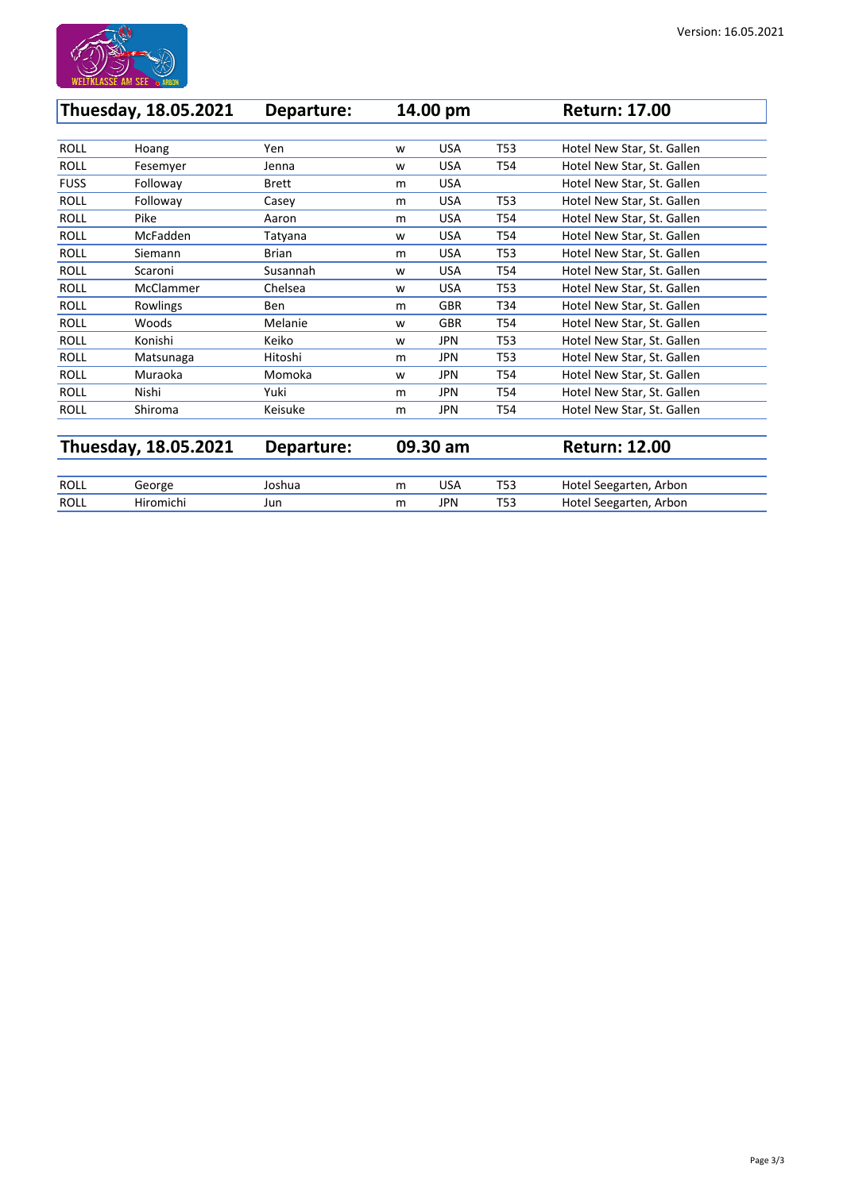Version: 16.05.2021

| Thuesday, 18.05.2021 | Departure: | 14.00 pm | | | Return: 17.00 |
|---|---|---|---|---|---|
| | | | | | |

| | | | | | | |
|---|---|---|---|---|---|---|
| ROLL | Hoang | Yen | w | USA | T53 | Hotel New Star, St. Gallen |
| ROLL | Fesemyer | Jenna | w | USA | T54 | Hotel New Star, St. Gallen |
| FUSS | Followay | Brett | m | USA | | Hotel New Star, St. Gallen |
| ROLL | Followay | Casey | m | USA | T53 | Hotel New Star, St. Gallen |
| ROLL | Pike | Aaron | m | USA | T54 | Hotel New Star, St. Gallen |
| ROLL | McFadden | Tatyana | w | USA | T54 | Hotel New Star, St. Gallen |
| ROLL | Siemann | Brian | m | USA | T53 | Hotel New Star, St. Gallen |
| ROLL | Scaroni | Susannah | w | USA | T54 | Hotel New Star, St. Gallen |
| ROLL | McClammer | Chelsea | w | USA | T53 | Hotel New Star, St. Gallen |
| ROLL | Rowlings | Ben | m | GBR | T34 | Hotel New Star, St. Gallen |
| ROLL | Woods | Melanie | w | GBR | T54 | Hotel New Star, St. Gallen |
| ROLL | Konishi | Keiko | w | JPN | T53 | Hotel New Star, St. Gallen |
| ROLL | Matsunaga | Hitoshi | m | JPN | T53 | Hotel New Star, St. Gallen |
| ROLL | Muraoka | Momoka | w | JPN | T54 | Hotel New Star, St. Gallen |
| ROLL | Nishi | Yuki | m | JPN | T54 | Hotel New Star, St. Gallen |
| ROLL | Shiroma | Keisuke | m | JPN | T54 | Hotel New Star, St. Gallen |

| Thuesday, 18.05.2021 | Departure: | 09.30 am | | | Return: 12.00 |
|---|---|---|---|---|---|
| | | | | | |

| | | | | | | |
|---|---|---|---|---|---|---|
| ROLL | George | Joshua | m | USA | T53 | Hotel Seegarten, Arbon |
| ROLL | Hiromichi | Jun | m | JPN | T53 | Hotel Seegarten, Arbon |